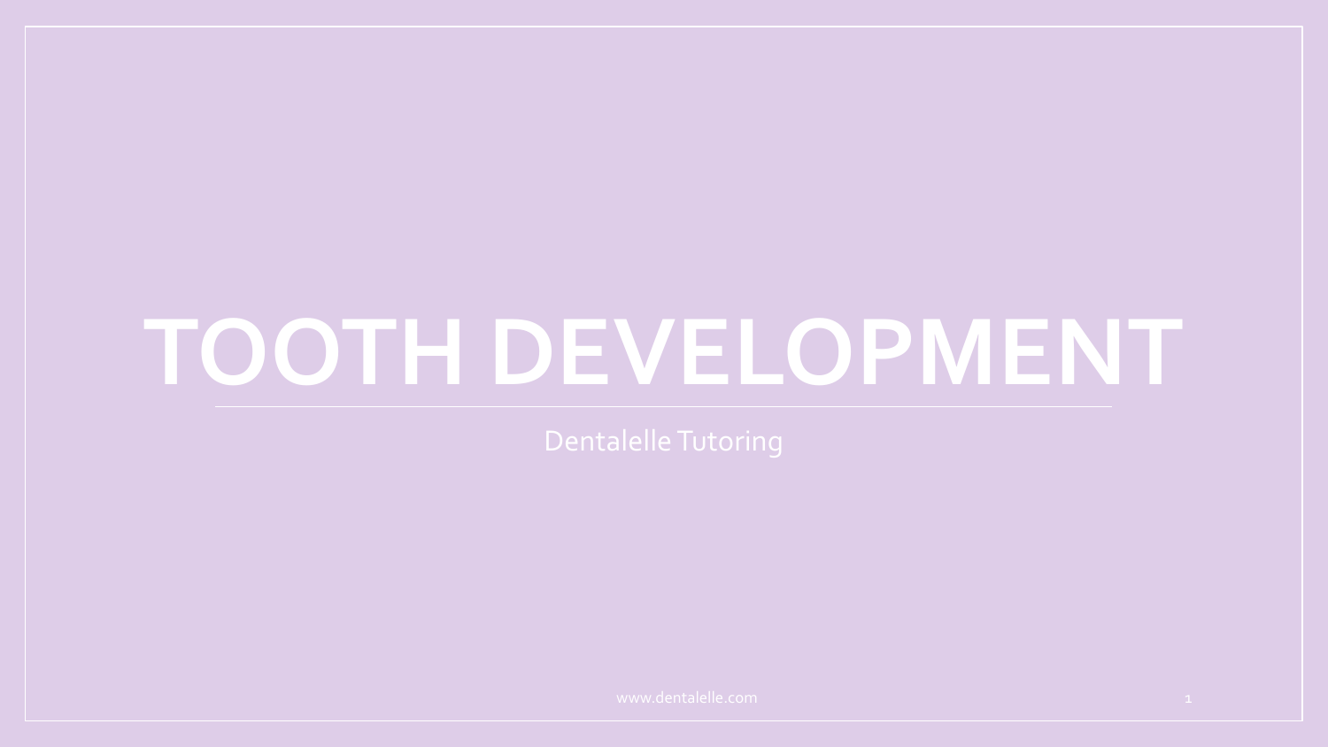# TOOTH DEVELOPMENT

Dentalelle Tutoring

www.dentalelle.com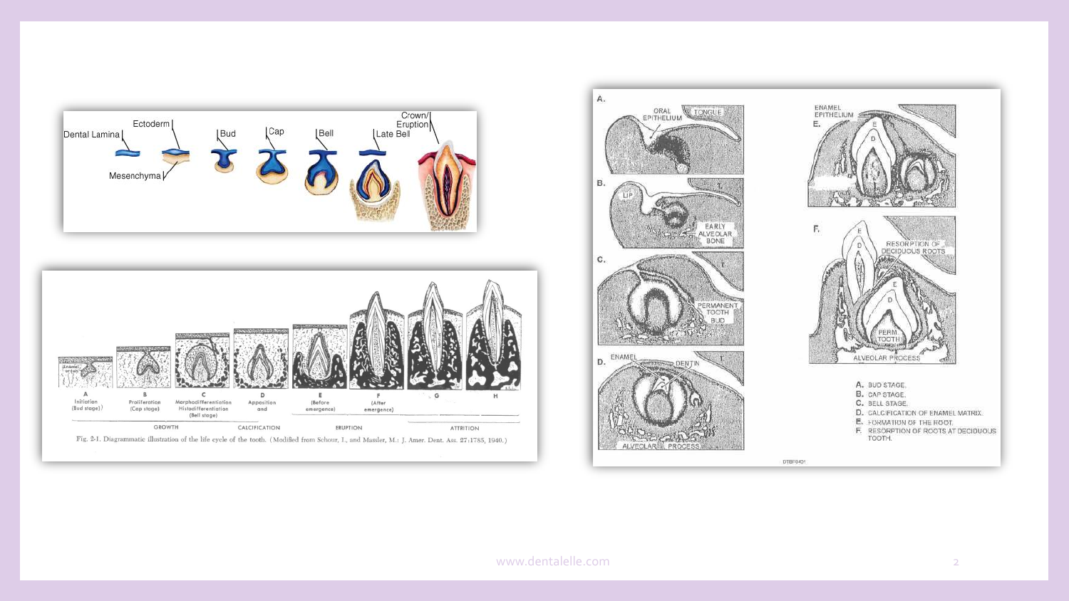Dental Lamina | Ectoderm | Mesenchyma | Bud | Cap | Bell | Late Bell | Crown/Eruption

(Enamel organ)

| A | B | C | D | E | F | G | H |
|---|---|---|---|---|---|---|---|
| Initiation (Bud stage) | Proliferation (Cap stage) | Morphodifferentiation Histodifferentiation (Bell stage) | Apposition and | (Before emergence) | (After emergence) | | |

GROWTH — CALCIFICATION — ERUPTION — ATTRITION

Fig. 2-1. Diagrammatic illustration of the life cycle of the tooth. (Modified from Schour, I., and Massler, M.: J. Amer. Dent. Ass. 27:1785, 1940.)

A. ORAL EPITHELIUM, TONGUE

B. LIP, T, EARLY ALVEOLAR BONE

C. T, PERMANENT TOOTH BUD

D. ENAMEL, DENTIN, T, ALVEOLAR PROCESS

E. ENAMEL EPITHELIUM, E, D

F. E, D, A, RESORPTION OF DECIDUOUS ROOTS, E, D, PERM TOOTH, ALVEOLAR PROCESS

A. BUD STAGE.
B. CAP STAGE.
C. BELL STAGE.
D. CALCIFICATION OF ENAMEL MATRIX.
E. FORMATION OF THE ROOT.
F. RESORPTION OF ROOTS AT DECIDUOUS TOOTH.

DTBF0431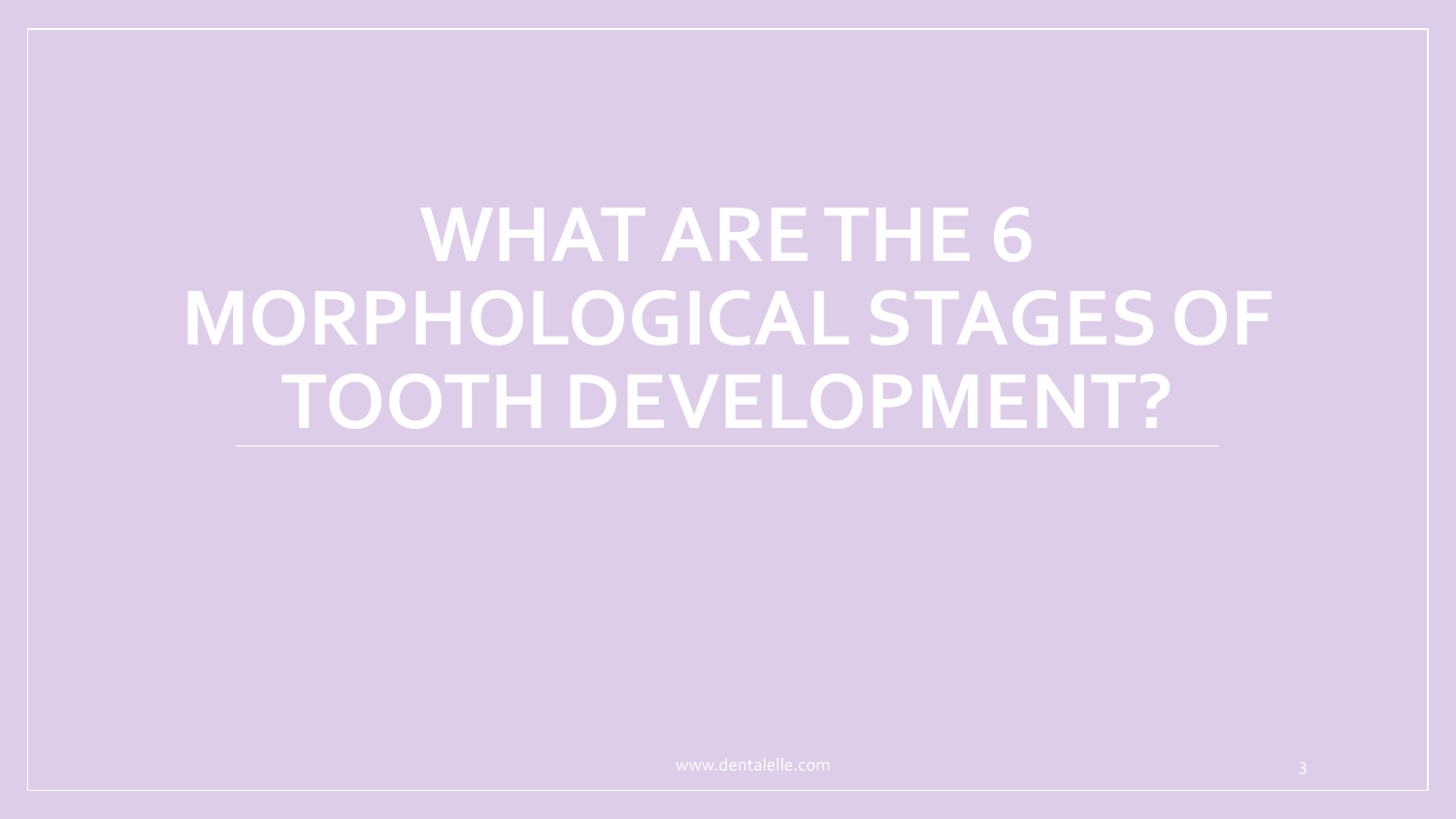# WHAT ARE THE 6 MORPHOLOGICAL STAGES OF TOOTH DEVELOPMENT?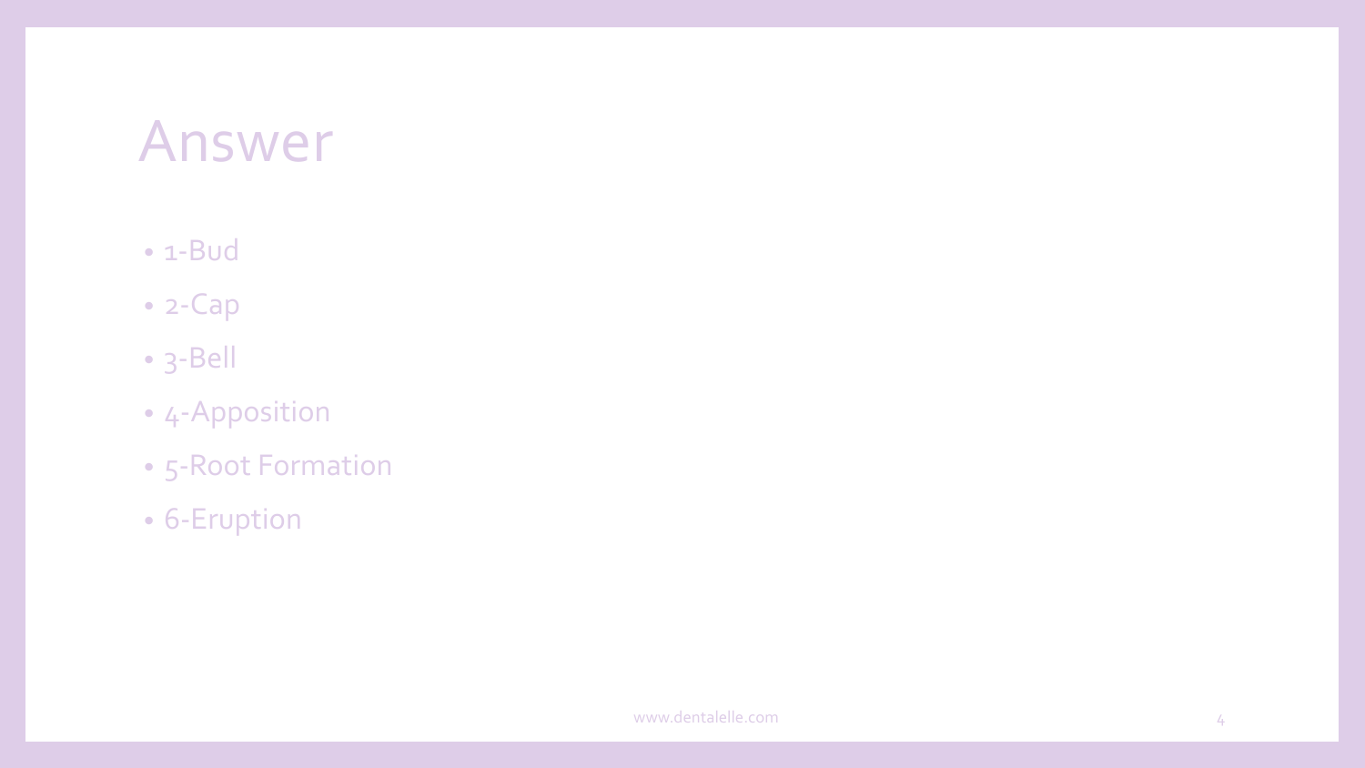# Answer

- 1-Bud
- 2-Cap
- 3-Bell
- 4-Apposition
- 5-Root Formation
- 6-Eruption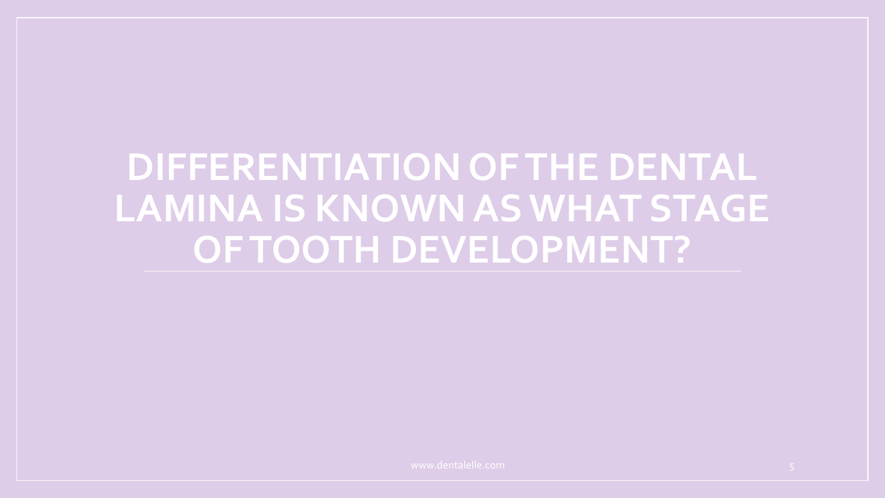# DIFFERENTIATION OF THE DENTAL LAMINA IS KNOWN AS WHAT STAGE OF TOOTH DEVELOPMENT?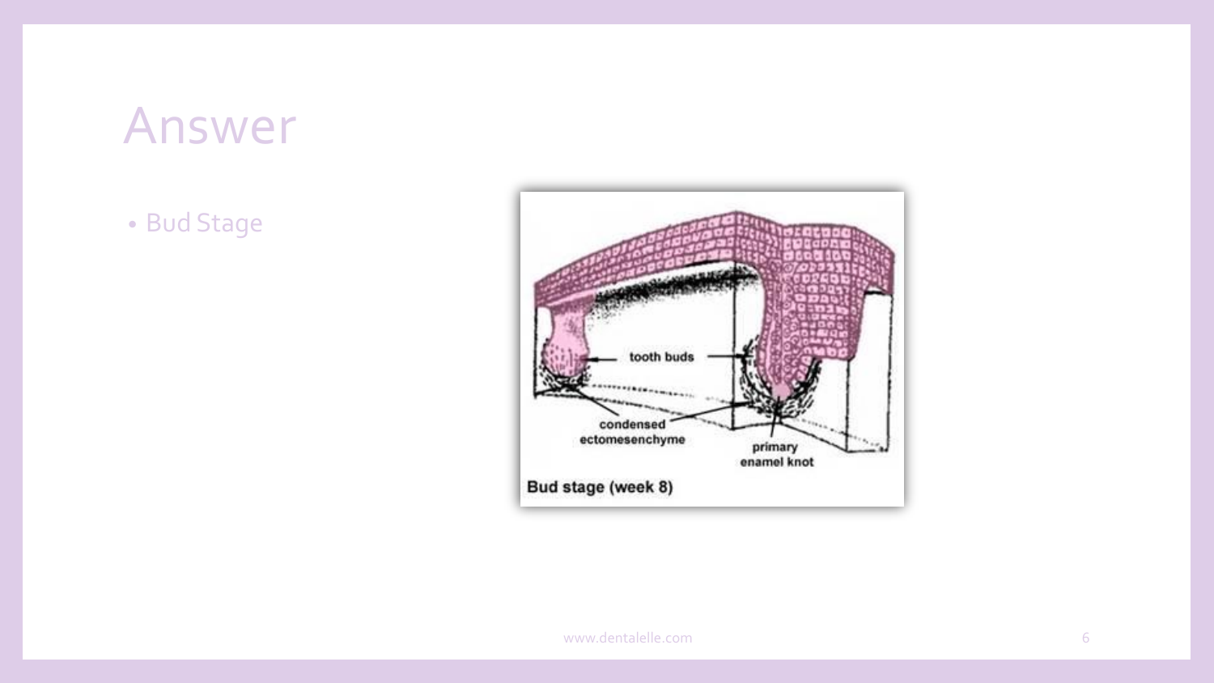# Answer

- Bud Stage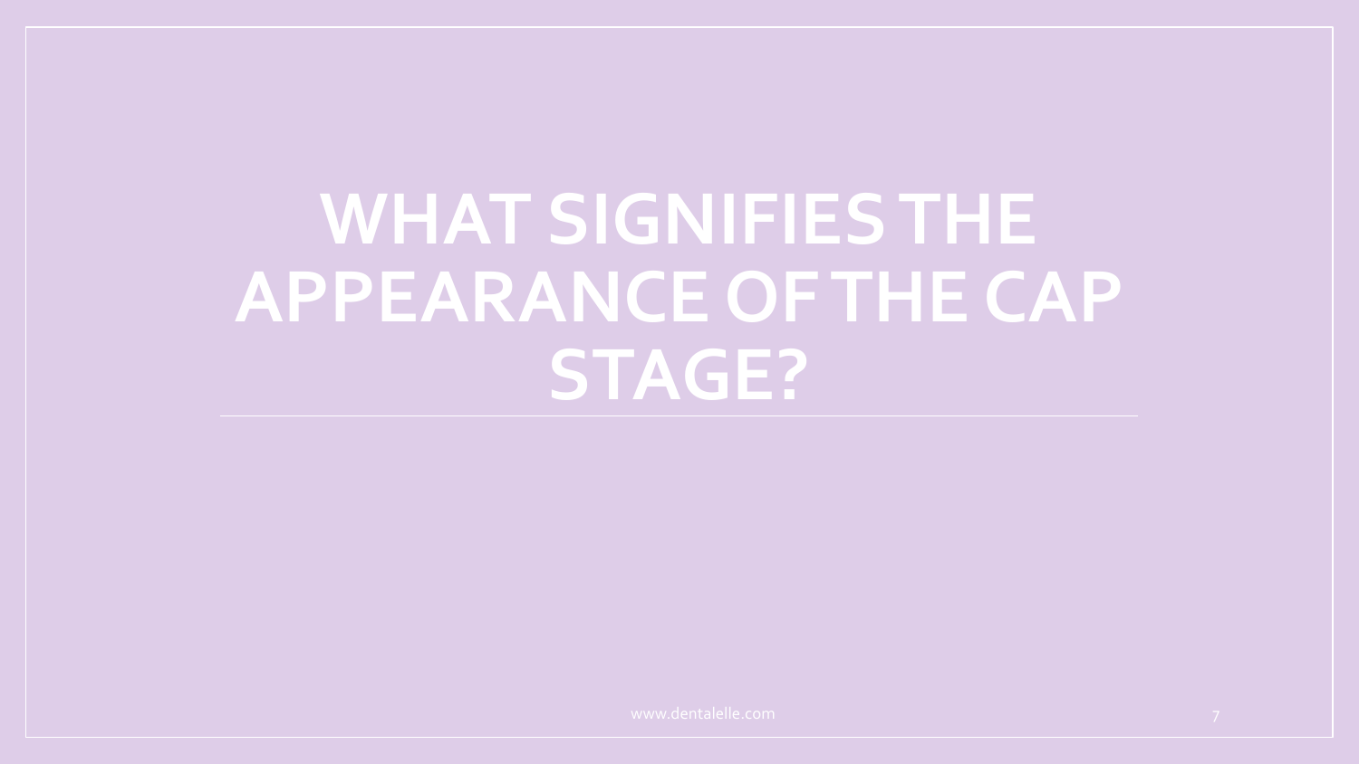# WHAT SIGNIFIES THE APPEARANCE OF THE CAP STAGE?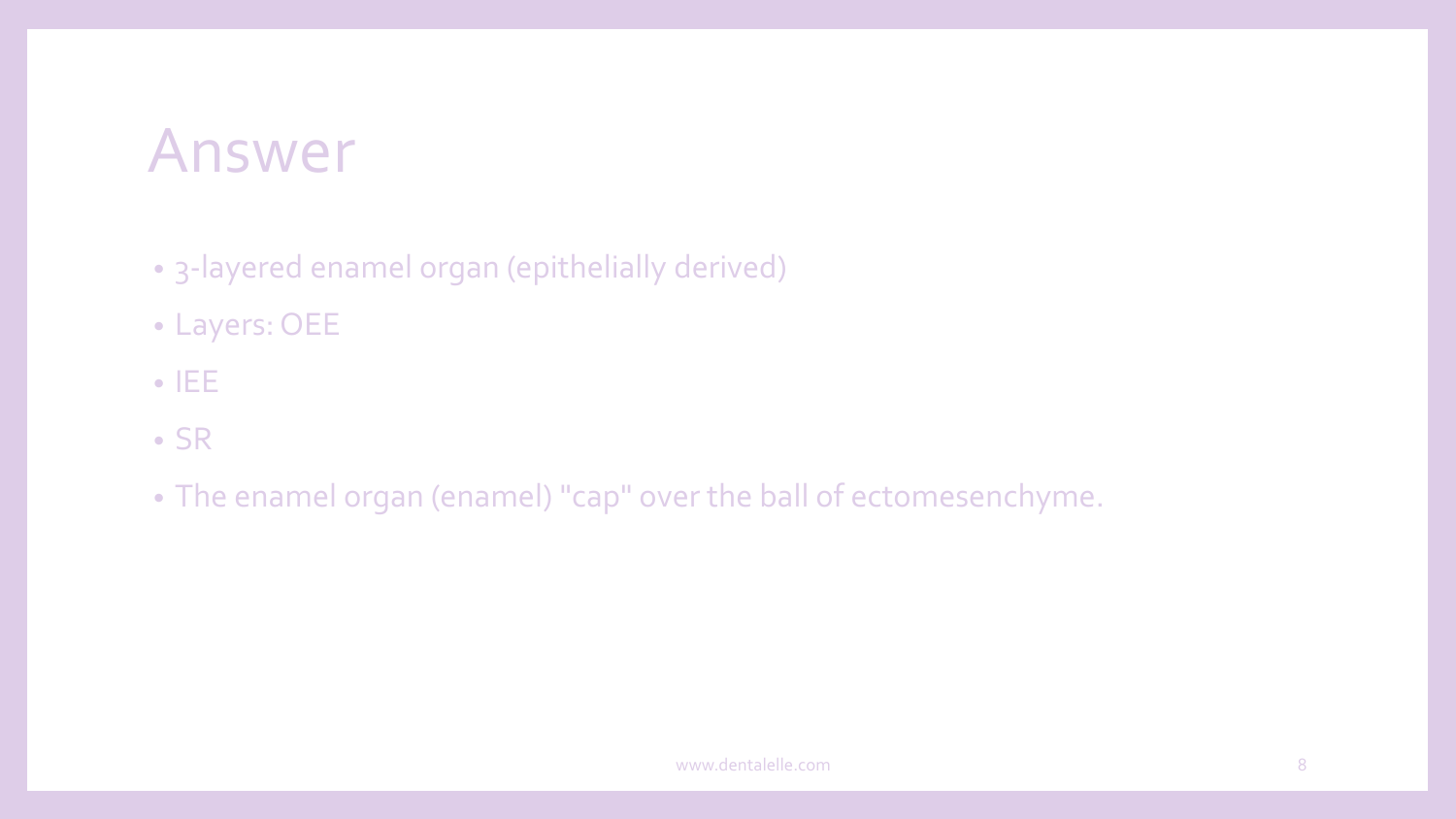# Answer

- 3-layered enamel organ (epithelially derived)
- Layers: OEE
- IEE
- SR
- The enamel organ (enamel) "cap" over the ball of ectomesenchyme.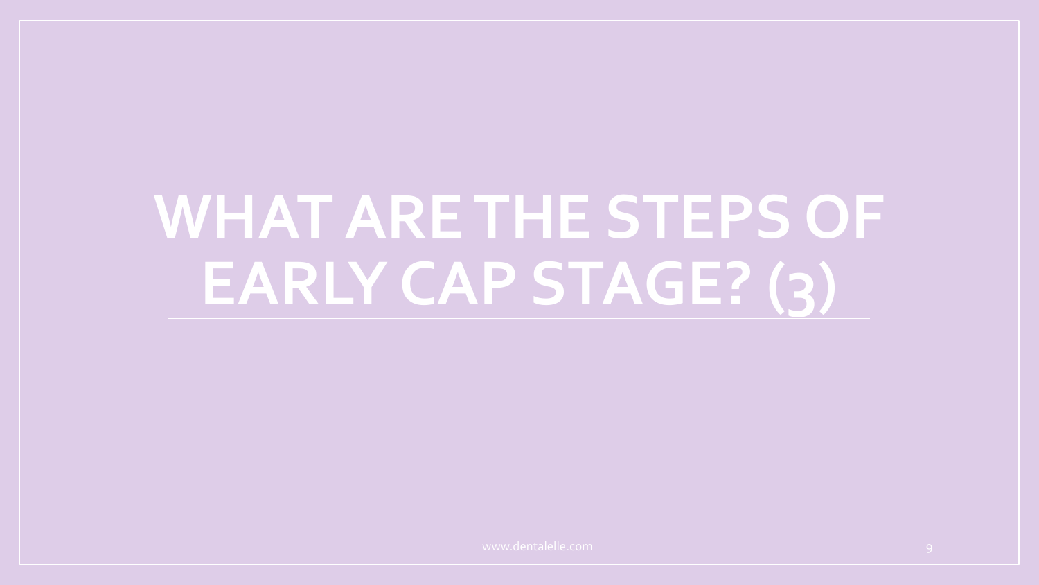# WHAT ARE THE STEPS OF EARLY CAP STAGE? (3)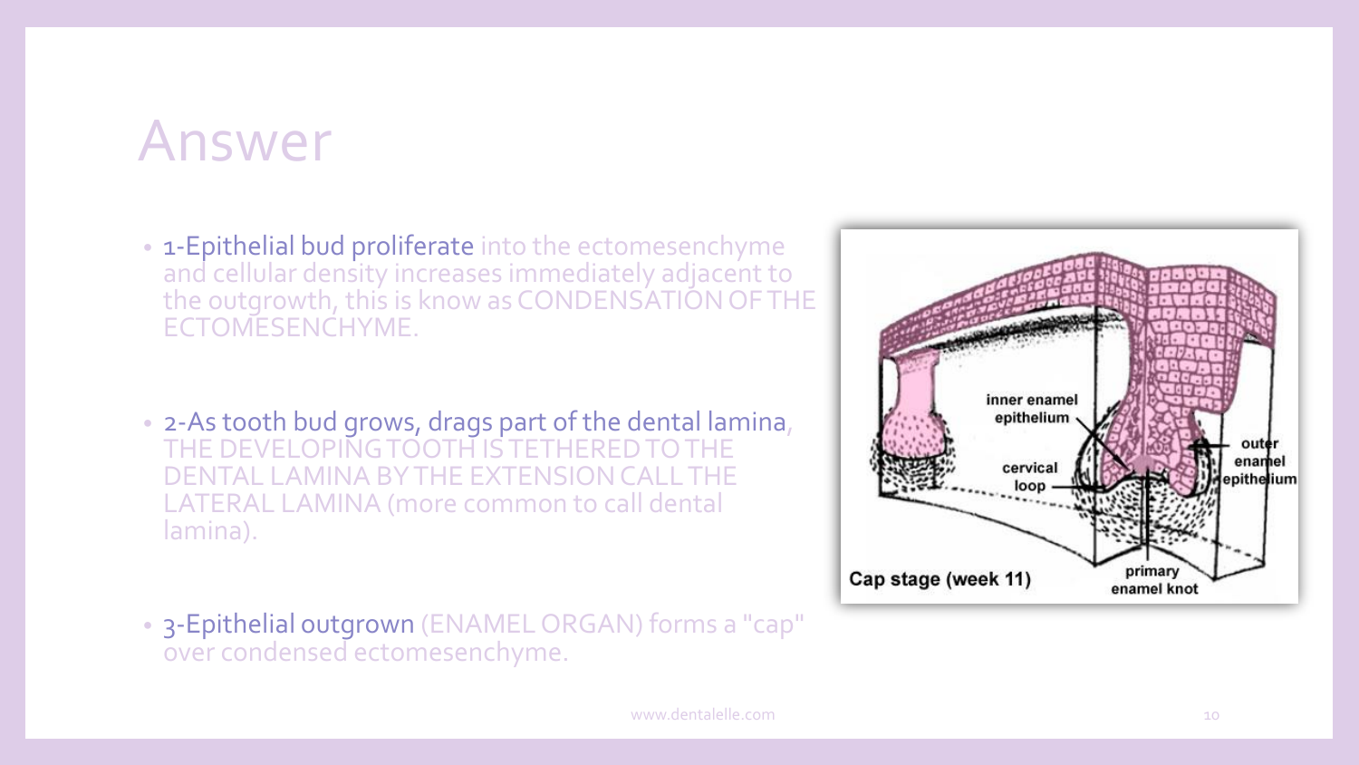# Answer

- 1-Epithelial bud proliferate into the ectomesenchyme and cellular density increases immediately adjacent to the outgrowth, this is know as CONDENSATION OF THE ECTOMESENCHYME.

- 2-As tooth bud grows, drags part of the dental lamina, THE DEVELOPING TOOTH IS TETHERED TO THE DENTAL LAMINA BY THE EXTENSION CALL THE LATERAL LAMINA (more common to call dental lamina).

- 3-Epithelial outgrown (ENAMEL ORGAN) forms a "cap" over condensed ectomesenchyme.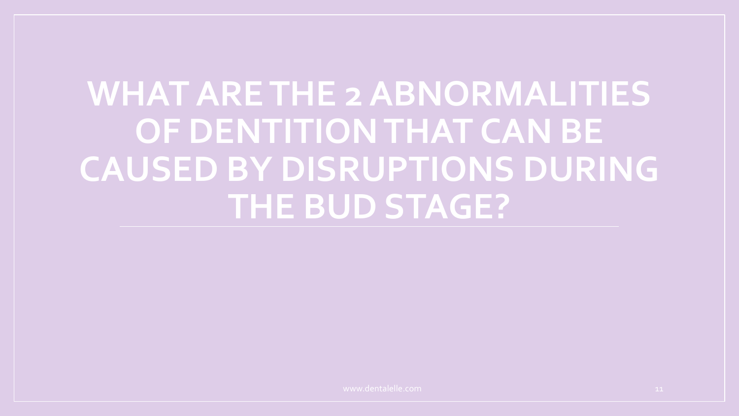# WHAT ARE THE 2 ABNORMALITIES OF DENTITION THAT CAN BE CAUSED BY DISRUPTIONS DURING THE BUD STAGE?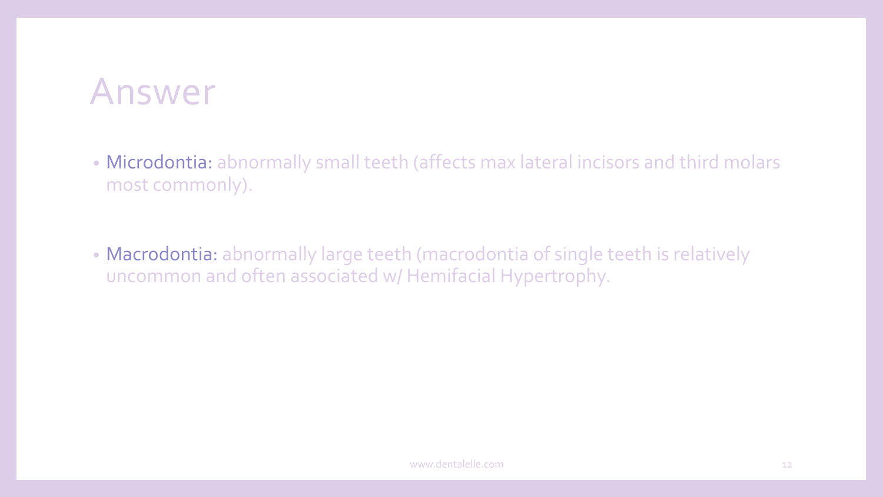# Answer

- Microdontia: abnormally small teeth (affects max lateral incisors and third molars most commonly).

- Macrodontia: abnormally large teeth (macrodontia of single teeth is relatively uncommon and often associated w/ Hemifacial Hypertrophy.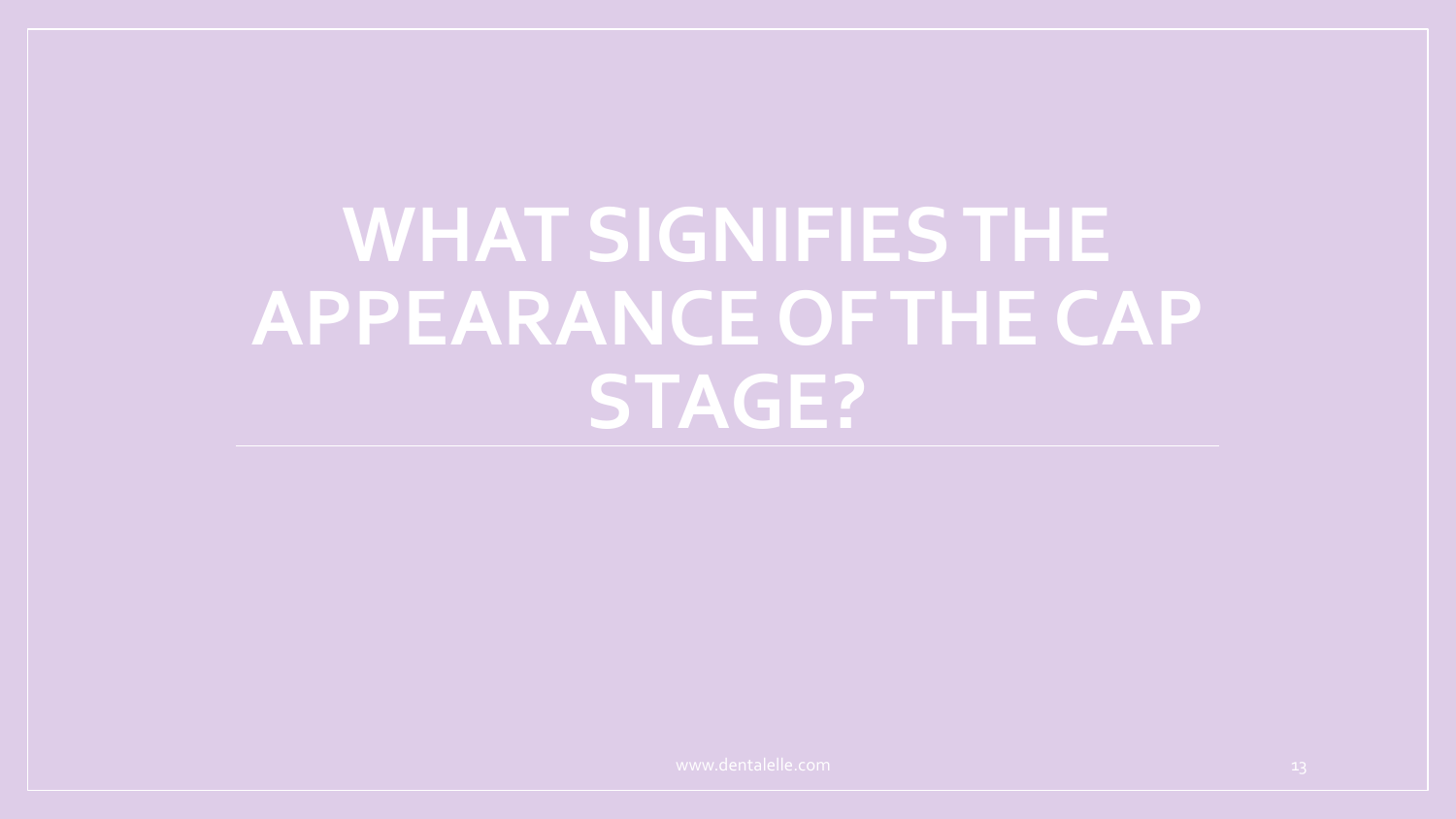# WHAT SIGNIFIES THE APPEARANCE OF THE CAP STAGE?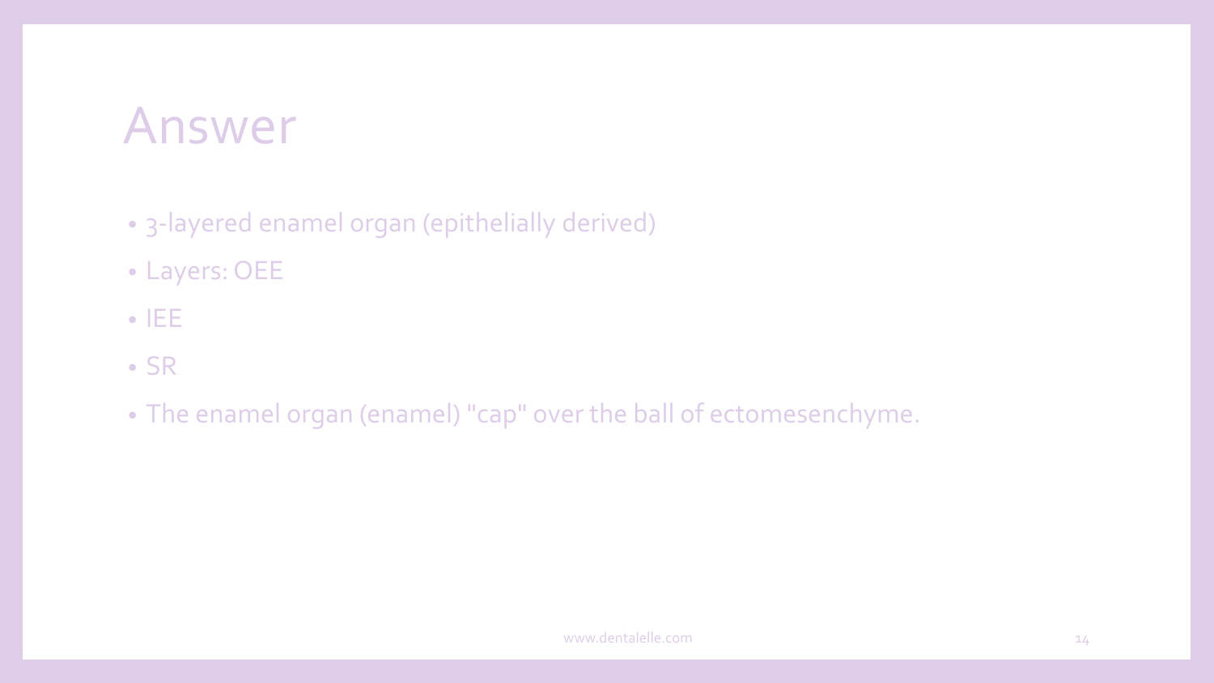# Answer

- 3-layered enamel organ (epithelially derived)
- Layers: OEE
- IEE
- SR
- The enamel organ (enamel) "cap" over the ball of ectomesenchyme.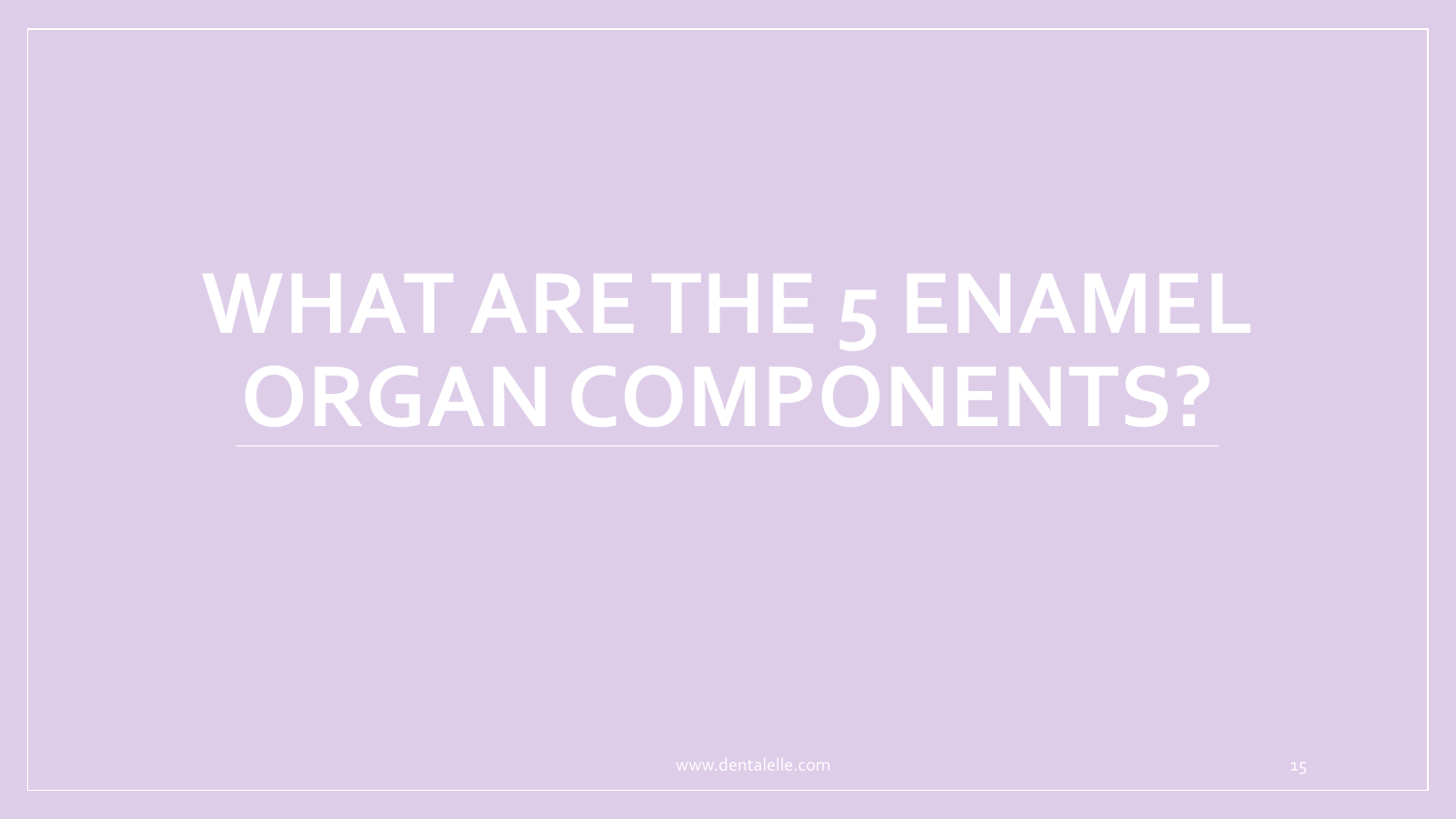# WHAT ARE THE 5 ENAMEL ORGAN COMPONENTS?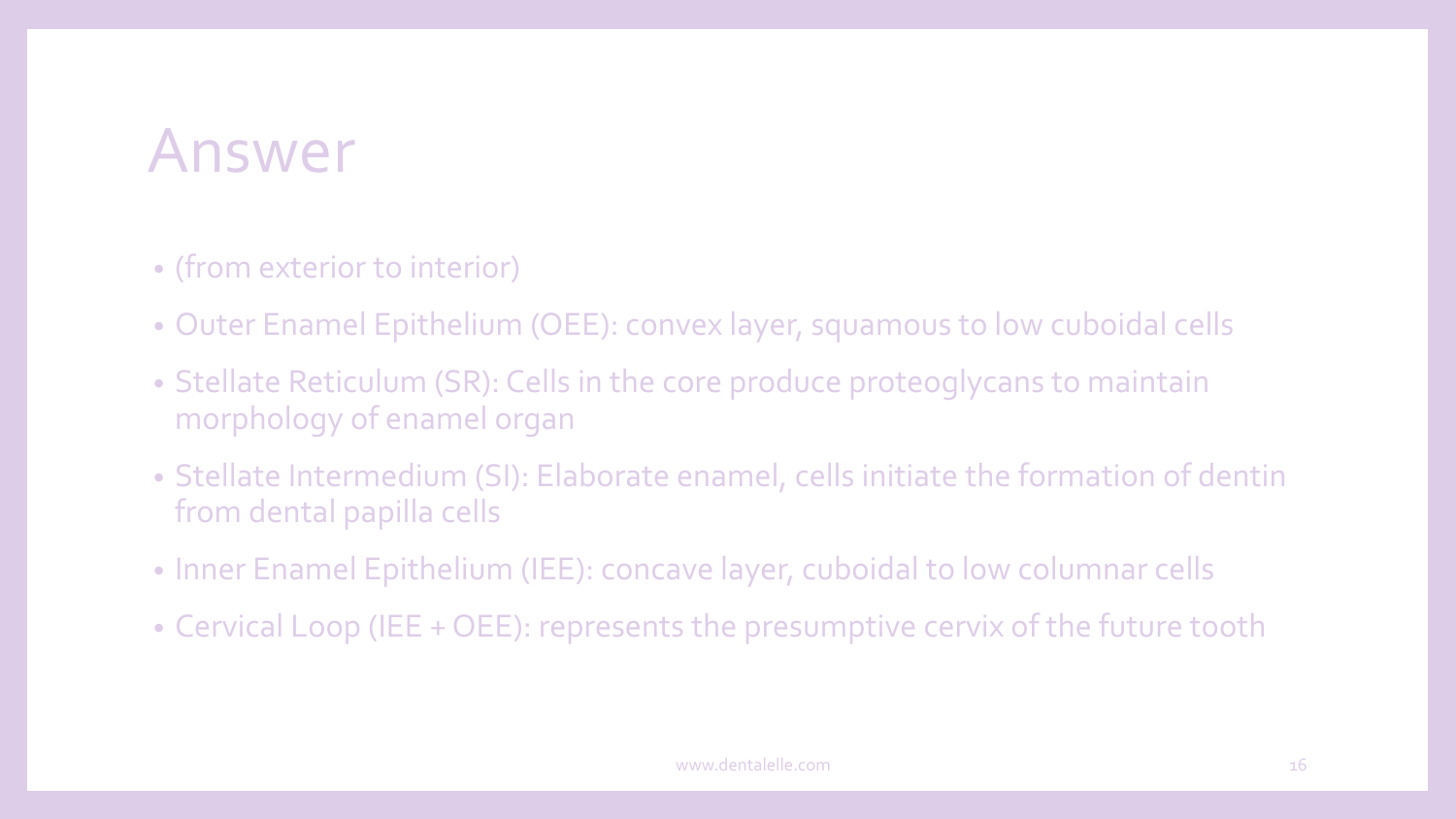# Answer

- (from exterior to interior)
- Outer Enamel Epithelium (OEE): convex layer, squamous to low cuboidal cells
- Stellate Reticulum (SR): Cells in the core produce proteoglycans to maintain morphology of enamel organ
- Stellate Intermedium (SI): Elaborate enamel, cells initiate the formation of dentin from dental papilla cells
- Inner Enamel Epithelium (IEE): concave layer, cuboidal to low columnar cells
- Cervical Loop (IEE + OEE): represents the presumptive cervix of the future tooth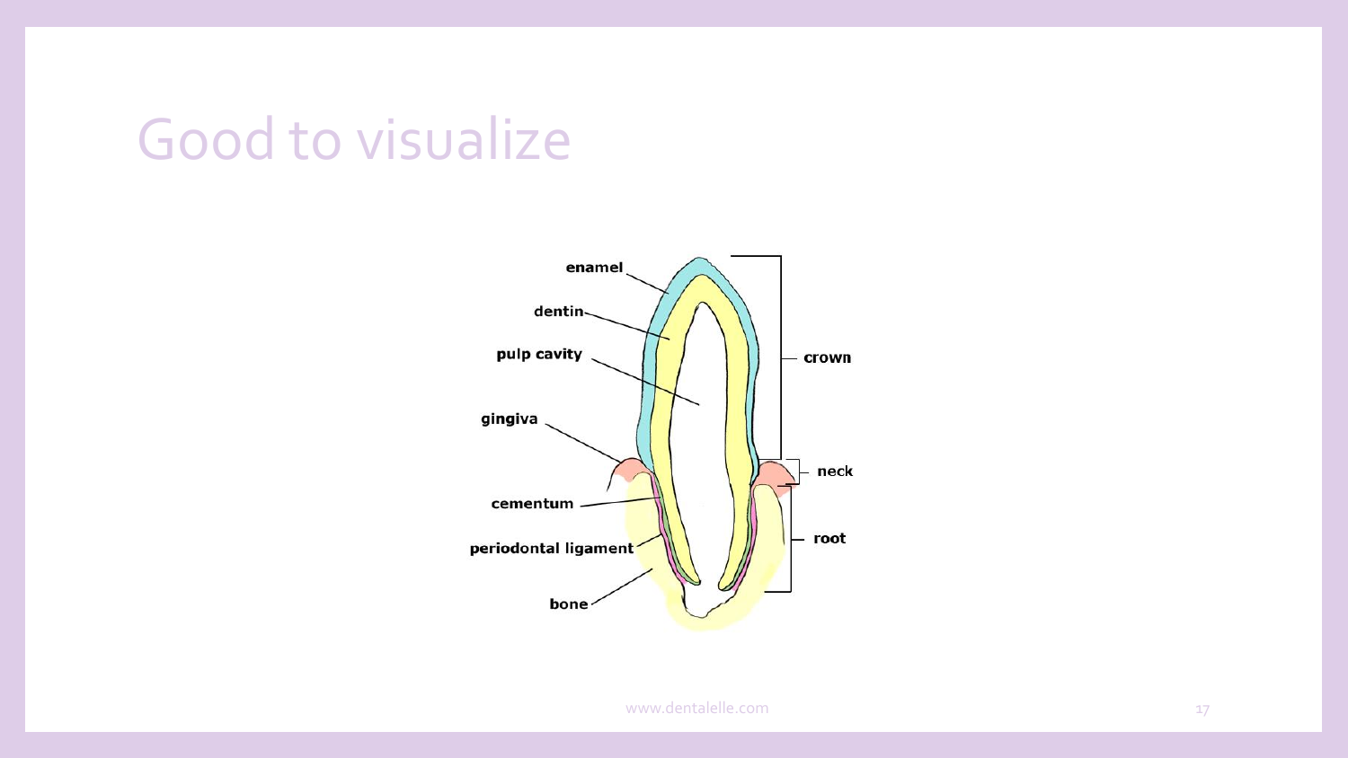# Good to visualize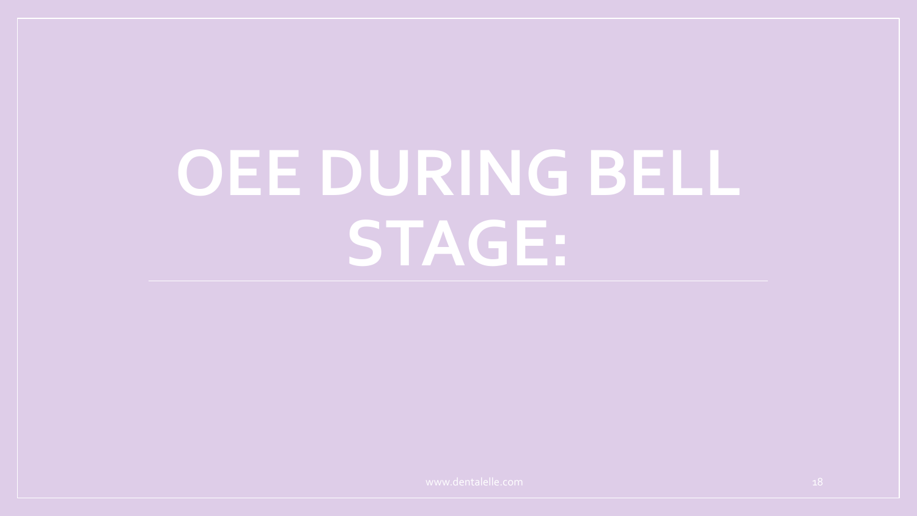# OEE DURING BELL STAGE: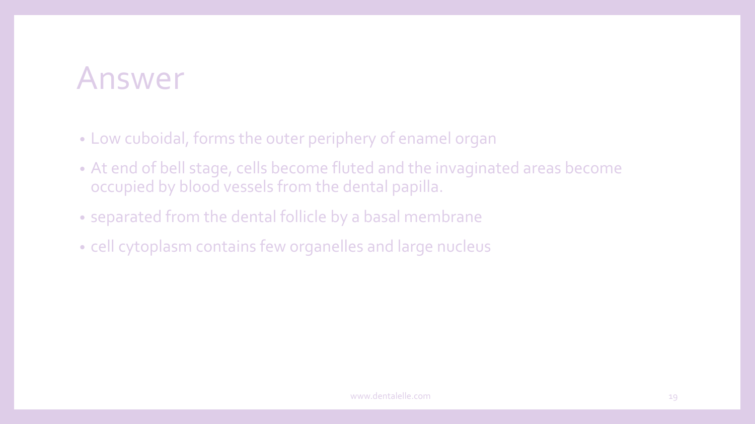# Answer

- Low cuboidal, forms the outer periphery of enamel organ
- At end of bell stage, cells become fluted and the invaginated areas become occupied by blood vessels from the dental papilla.
- separated from the dental follicle by a basal membrane
- cell cytoplasm contains few organelles and large nucleus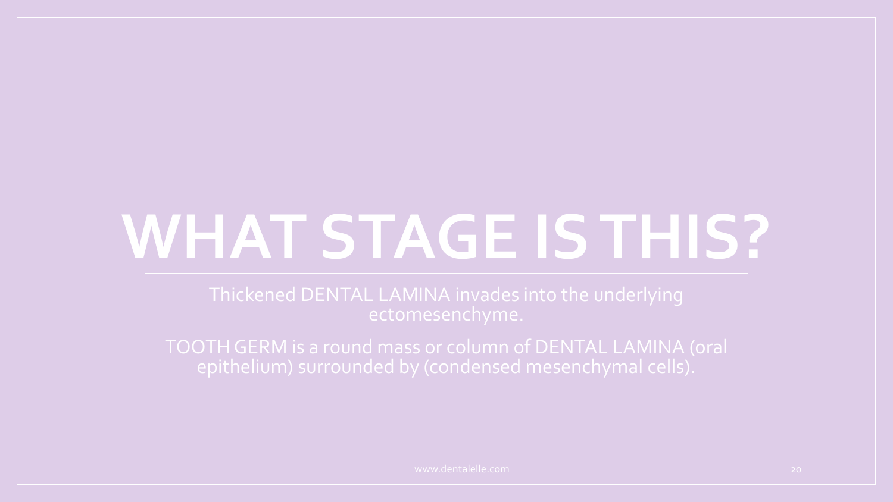# WHAT STAGE IS THIS?

Thickened DENTAL LAMINA invades into the underlying ectomesenchyme.

TOOTH GERM is a round mass or column of DENTAL LAMINA (oral epithelium) surrounded by (condensed mesenchymal cells).

www.dentalelle.com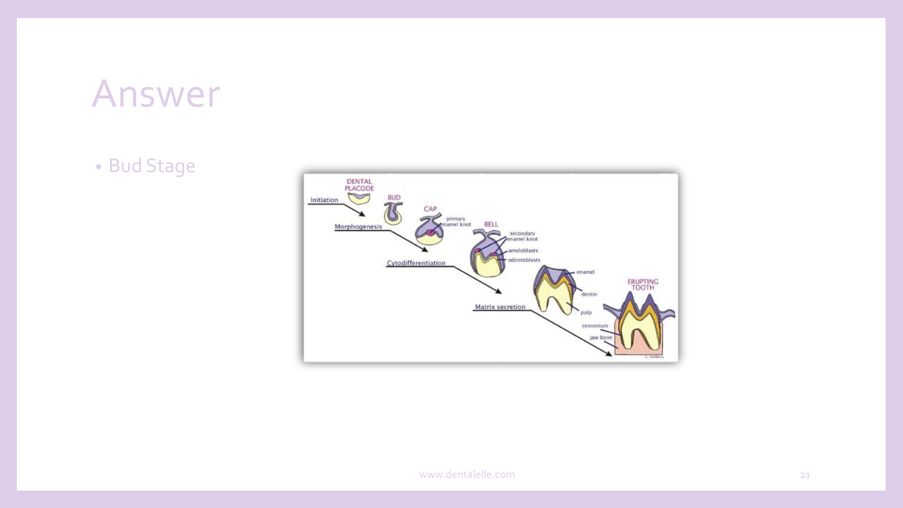# Answer

- Bud Stage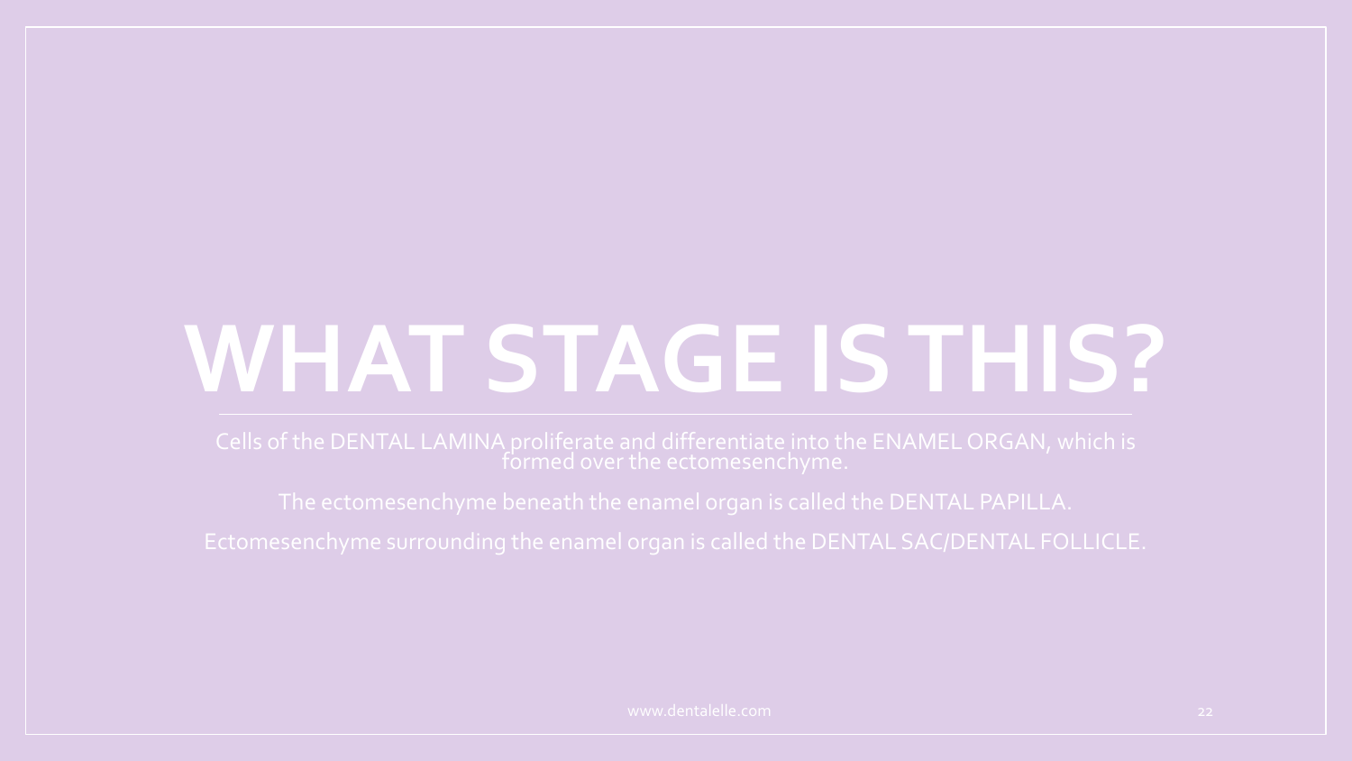# WHAT STAGE IS THIS?

Cells of the DENTAL LAMINA proliferate and differentiate into the ENAMEL ORGAN, which is formed over the ectomesenchyme.

The ectomesenchyme beneath the enamel organ is called the DENTAL PAPILLA.

Ectomesenchyme surrounding the enamel organ is called the DENTAL SAC/DENTAL FOLLICLE.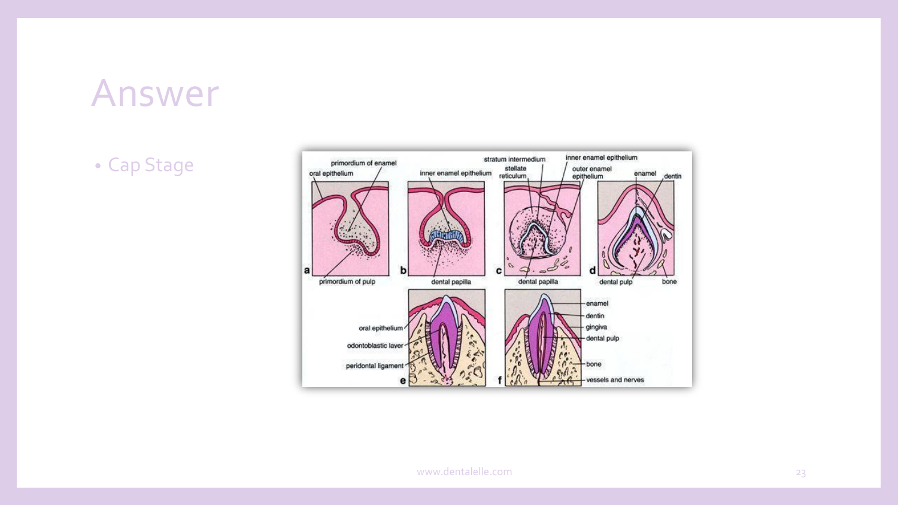# Answer

- Cap Stage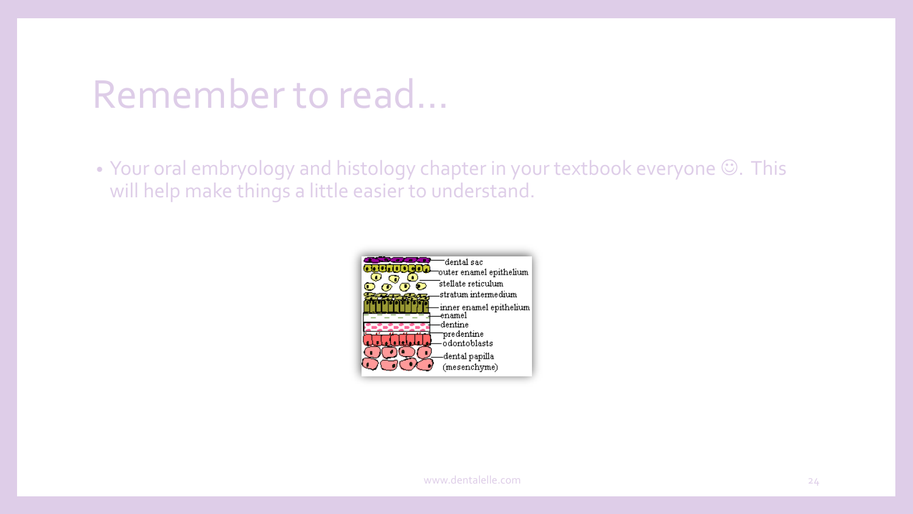# Remember to read…

- Your oral embryology and histology chapter in your textbook everyone ☺. This will help make things a little easier to understand.

dental sac
outer enamel epithelium
stellate reticulum
stratum intermedium
inner enamel epithelium
enamel
dentine
predentine
odontoblasts
dental papilla
(mesenchyme)

www.dentalelle.com